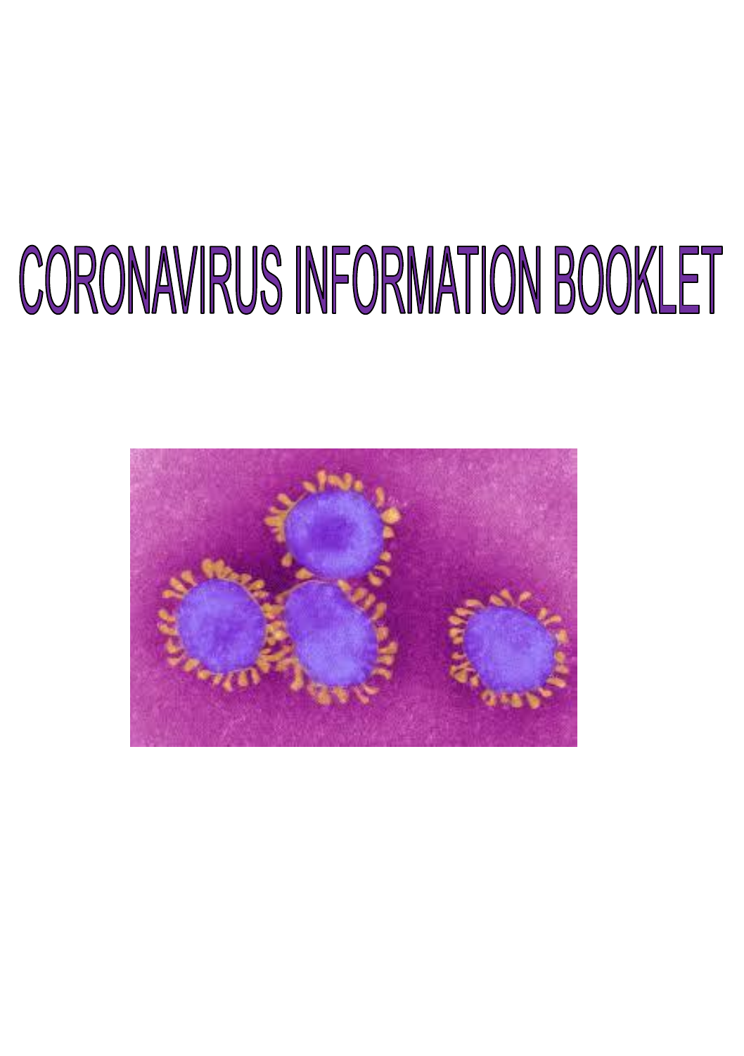# CORONAVIRUS INFORMATION BOOKLET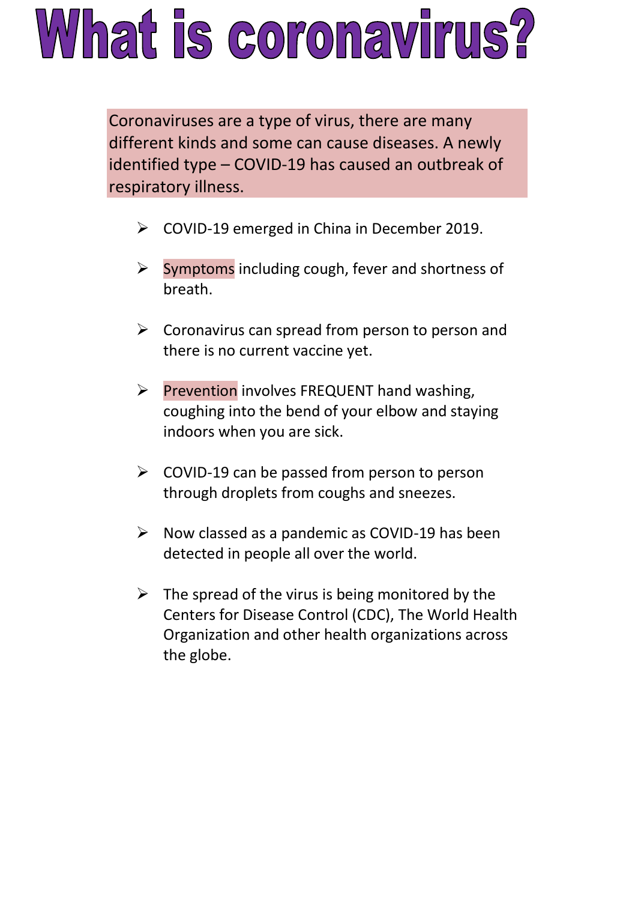# What is coronavirus?

Coronaviruses are a type of virus, there are many different kinds and some can cause diseases. A newly identified type – COVID-19 has caused an outbreak of respiratory illness.

- COVID-19 emerged in China in December 2019.
- Symptoms including cough, fever and shortness of breath.
- Coronavirus can spread from person to person and there is no current vaccine yet.
- Prevention involves FREQUENT hand washing, coughing into the bend of your elbow and staying indoors when you are sick.
- COVID-19 can be passed from person to person through droplets from coughs and sneezes.
- Now classed as a pandemic as COVID-19 has been detected in people all over the world.
- The spread of the virus is being monitored by the Centers for Disease Control (CDC), The World Health Organization and other health organizations across the globe.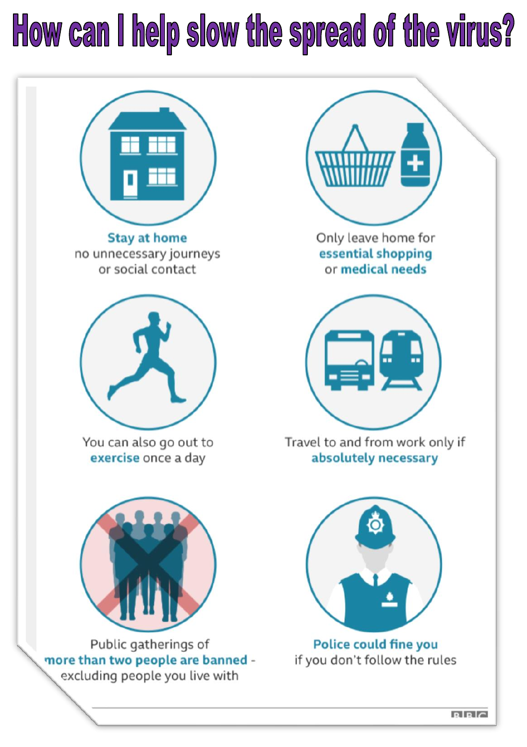# How can I help slow the spread of the virus?

**Stay at home**
no unnecessary journeys or social contact

Only leave home for **essential shopping** or **medical needs**

You can also go out to **exercise** once a day

Travel to and from work only if **absolutely necessary**

Public gatherings of **more than two people are banned** - excluding people you live with

**Police could fine you** if you don't follow the rules

BBC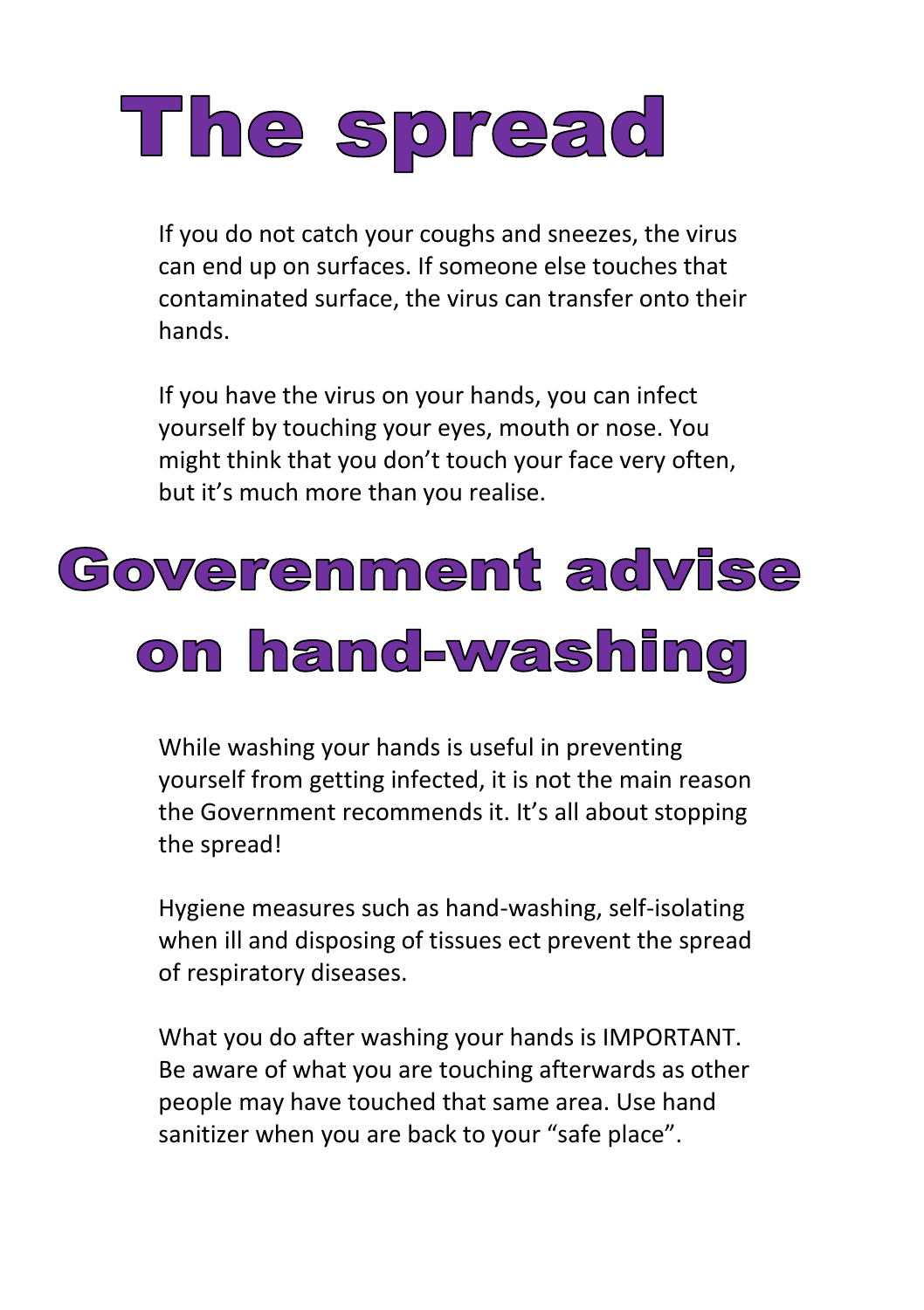# The spread

If you do not catch your coughs and sneezes, the virus can end up on surfaces. If someone else touches that contaminated surface, the virus can transfer onto their hands.

If you have the virus on your hands, you can infect yourself by touching your eyes, mouth or nose. You might think that you don't touch your face very often, but it's much more than you realise.

# Goverenment advise on hand-washing

While washing your hands is useful in preventing yourself from getting infected, it is not the main reason the Government recommends it. It's all about stopping the spread!

Hygiene measures such as hand-washing, self-isolating when ill and disposing of tissues ect prevent the spread of respiratory diseases.

What you do after washing your hands is IMPORTANT. Be aware of what you are touching afterwards as other people may have touched that same area. Use hand sanitizer when you are back to your "safe place".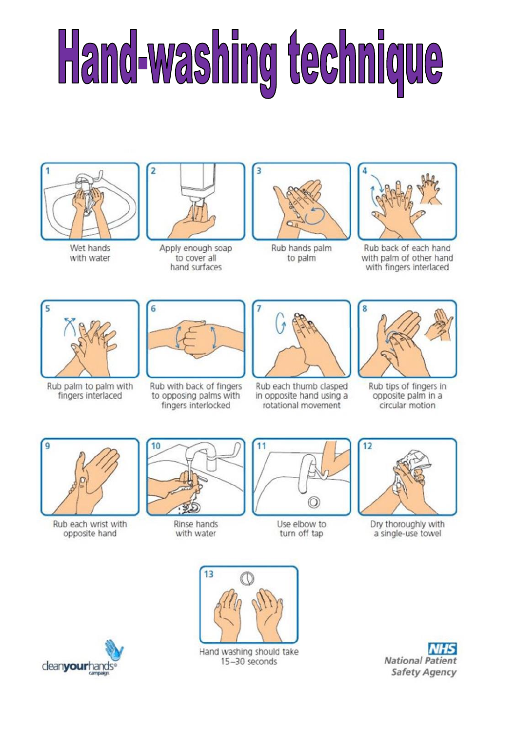# Hand-washing technique

1. Wet hands with water
2. Apply enough soap to cover all hand surfaces
3. Rub hands palm to palm
4. Rub back of each hand with palm of other hand with fingers interlaced
5. Rub palm to palm with fingers interlaced
6. Rub with back of fingers to opposing palms with fingers interlocked
7. Rub each thumb clasped in opposite hand using a rotational movement
8. Rub tips of fingers in opposite palm in a circular motion
9. Rub each wrist with opposite hand
10. Rinse hands with water
11. Use elbow to turn off tap
12. Dry thoroughly with a single-use towel
13. Hand washing should take 15–30 seconds

cleanyourhands campaign

NHS
*National Patient Safety Agency*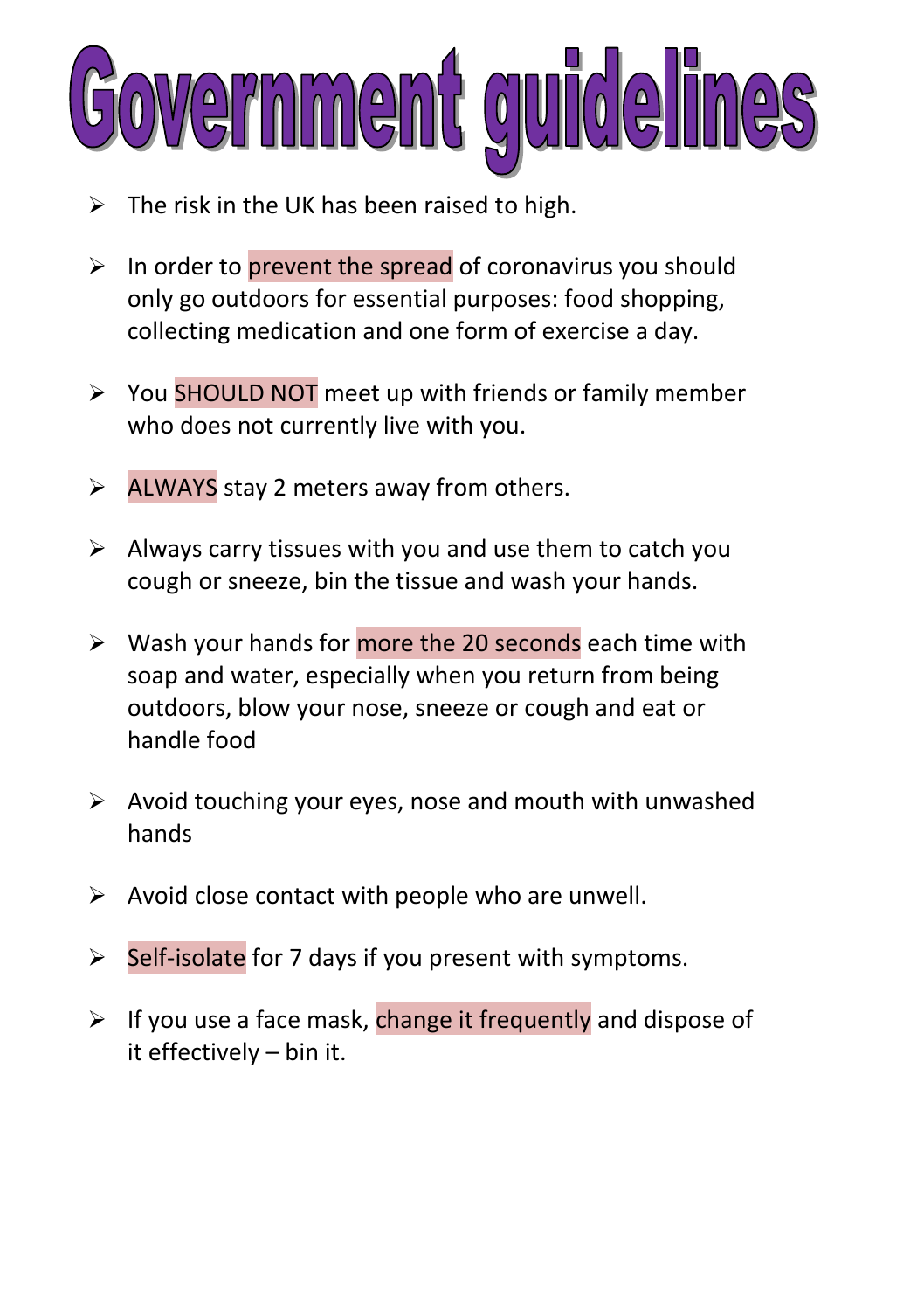# Government guidelines

- The risk in the UK has been raised to high.
- In order to prevent the spread of coronavirus you should only go outdoors for essential purposes: food shopping, collecting medication and one form of exercise a day.
- You SHOULD NOT meet up with friends or family member who does not currently live with you.
- ALWAYS stay 2 meters away from others.
- Always carry tissues with you and use them to catch you cough or sneeze, bin the tissue and wash your hands.
- Wash your hands for more the 20 seconds each time with soap and water, especially when you return from being outdoors, blow your nose, sneeze or cough and eat or handle food
- Avoid touching your eyes, nose and mouth with unwashed hands
- Avoid close contact with people who are unwell.
- Self-isolate for 7 days if you present with symptoms.
- If you use a face mask, change it frequently and dispose of it effectively – bin it.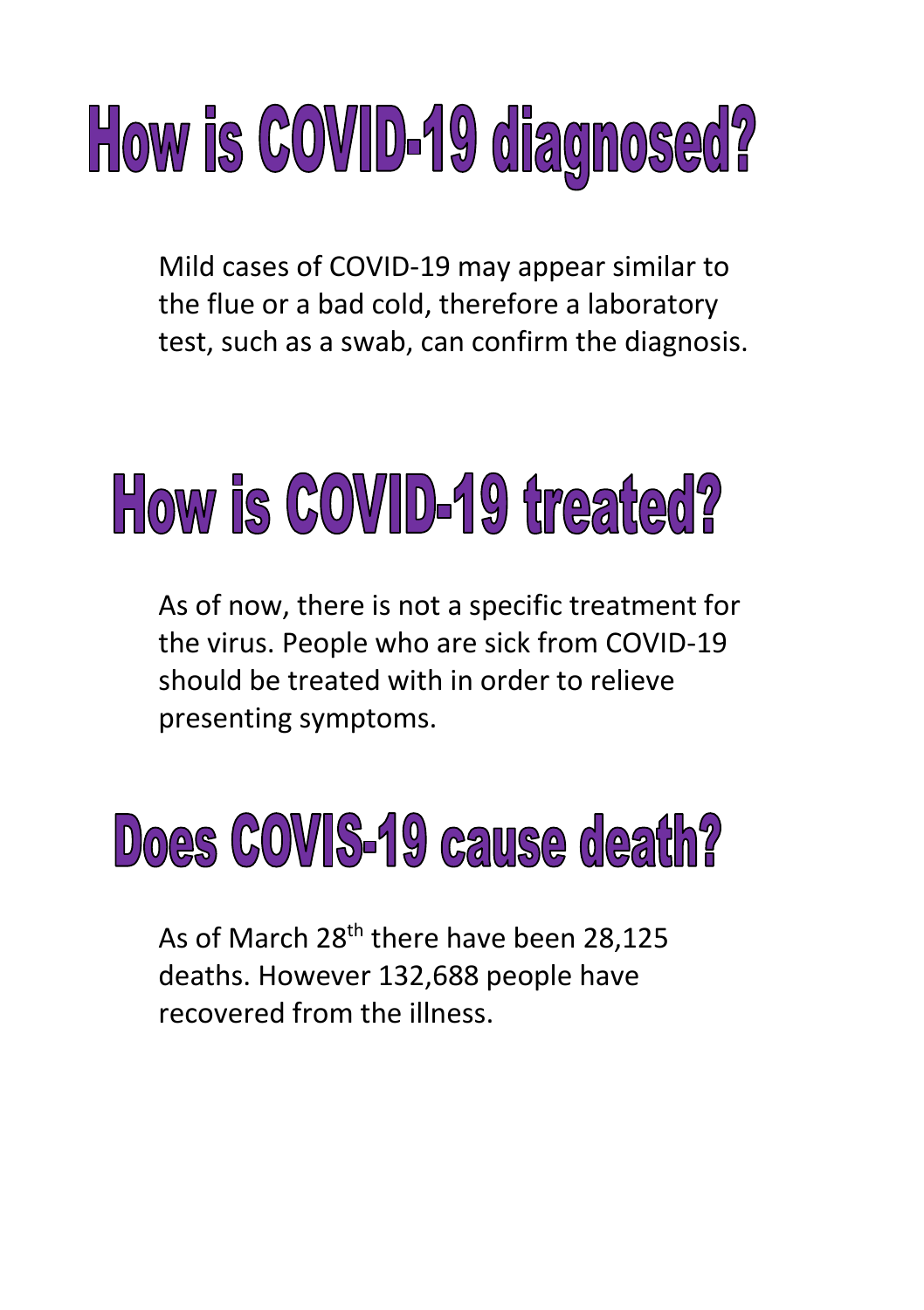# How is COVID-19 diagnosed?

Mild cases of COVID-19 may appear similar to the flue or a bad cold, therefore a laboratory test, such as a swab, can confirm the diagnosis.

# How is COVID-19 treated?

As of now, there is not a specific treatment for the virus. People who are sick from COVID-19 should be treated with in order to relieve presenting symptoms.

# Does COVIS-19 cause death?

As of March 28th there have been 28,125 deaths. However 132,688 people have recovered from the illness.